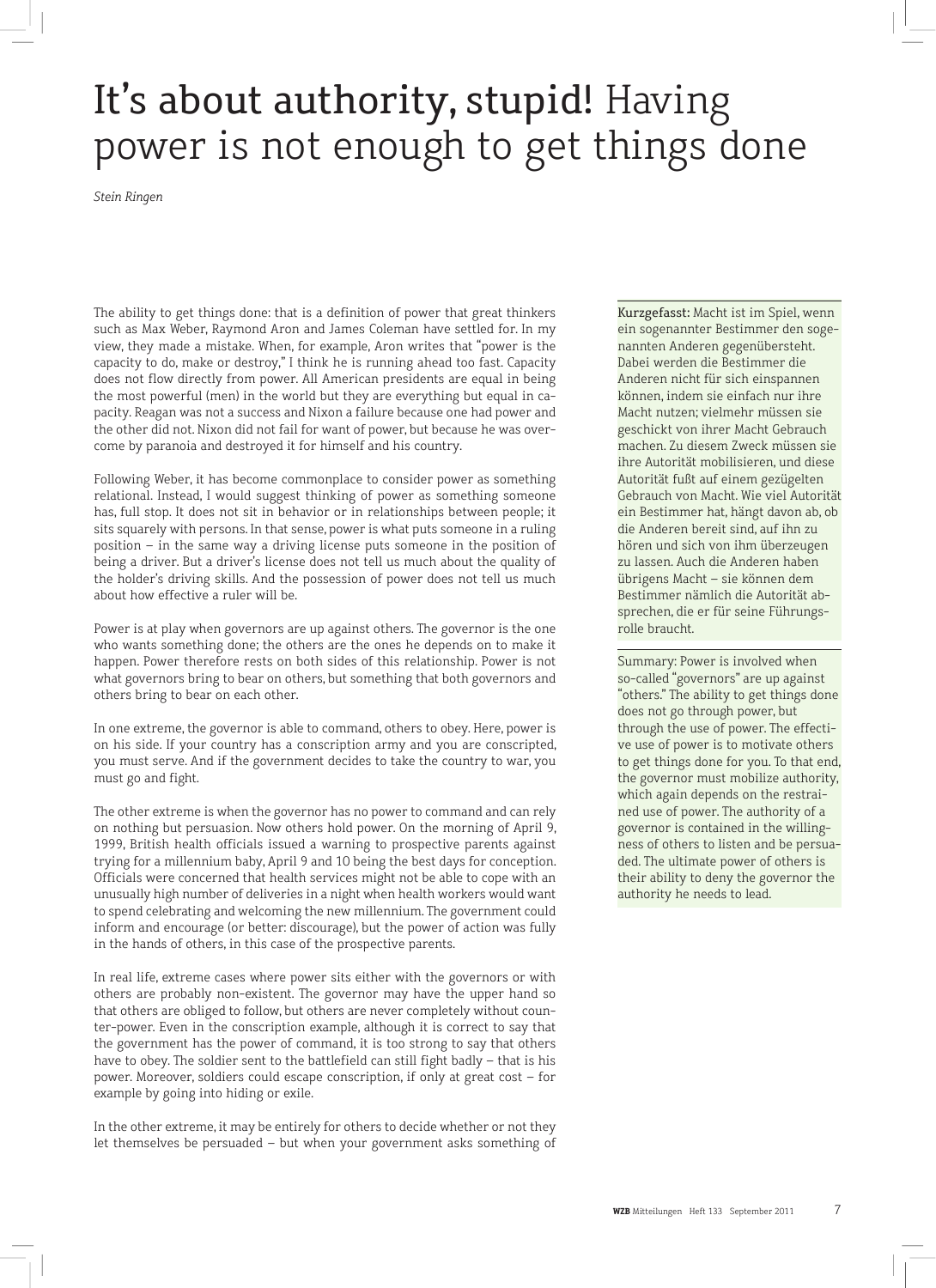# It's about authority, stupid! Having power is not enough to get things done

*Stein Ringen*

Kurzgefasst: Macht ist im Spiel, wenn ein sogenannter Bestimmer den sogenannten Anderen gegenübersteht. Dabei werden die Bestimmer die Anderen nicht für sich einspannen können, indem sie einfach nur ihre Macht nutzen; vielmehr müssen sie geschickt von ihrer Macht Gebrauch machen. Zu diesem Zweck müssen sie ihre Autorität mobilisieren, und diese Autorität fußt auf einem gezügelten Gebrauch von Macht. Wie viel Autorität ein Bestimmer hat, hängt davon ab, ob die Anderen bereit sind, auf ihn zu hören und sich von ihm überzeugen zu lassen. Auch die Anderen haben übrigens Macht – sie können dem Bestimmer nämlich die Autorität absprechen, die er für seine Führungsrolle braucht.

Summary: Power is involved when so-called "governors" are up against "others." The ability to get things done does not go through power, but through the use of power. The effective use of power is to motivate others to get things done for you. To that end, the governor must mobilize authority, which again depends on the restrained use of power. The authority of a governor is contained in the willingness of others to listen and be persuaded. The ultimate power of others is their ability to deny the governor the authority he needs to lead.

The ability to get things done: that is a definition of power that great thinkers such as Max Weber, Raymond Aron and James Coleman have settled for. In my view, they made a mistake. When, for example, Aron writes that "power is the capacity to do, make or destroy," I think he is running ahead too fast. Capacity does not flow directly from power. All American presidents are equal in being the most powerful (men) in the world but they are everything but equal in capacity. Reagan was not a success and Nixon a failure because one had power and the other did not. Nixon did not fail for want of power, but because he was overcome by paranoia and destroyed it for himself and his country.

Following Weber, it has become commonplace to consider power as something relational. Instead, I would suggest thinking of power as something someone has, full stop. It does not sit in behavior or in relationships between people; it sits squarely with persons. In that sense, power is what puts someone in a ruling position – in the same way a driving license puts someone in the position of being a driver. But a driver's license does not tell us much about the quality of the holder's driving skills. And the possession of power does not tell us much about how effective a ruler will be.

Power is at play when governors are up against others. The governor is the one who wants something done; the others are the ones he depends on to make it happen. Power therefore rests on both sides of this relationship. Power is not what governors bring to bear on others, but something that both governors and others bring to bear on each other.

In one extreme, the governor is able to command, others to obey. Here, power is on his side. If your country has a conscription army and you are conscripted, you must serve. And if the government decides to take the country to war, you must go and fight.

The other extreme is when the governor has no power to command and can rely on nothing but persuasion. Now others hold power. On the morning of April 9, 1999, British health officials issued a warning to prospective parents against trying for a millennium baby, April 9 and 10 being the best days for conception. Officials were concerned that health services might not be able to cope with an unusually high number of deliveries in a night when health workers would want to spend celebrating and welcoming the new millennium. The government could inform and encourage (or better: discourage), but the power of action was fully in the hands of others, in this case of the prospective parents.

In real life, extreme cases where power sits either with the governors or with others are probably non-existent. The governor may have the upper hand so that others are obliged to follow, but others are never completely without counter-power. Even in the conscription example, although it is correct to say that the government has the power of command, it is too strong to say that others have to obey. The soldier sent to the battlefield can still fight badly – that is his power. Moreover, soldiers could escape conscription, if only at great cost – for example by going into hiding or exile.

In the other extreme, it may be entirely for others to decide whether or not they let themselves be persuaded – but when your government asks something of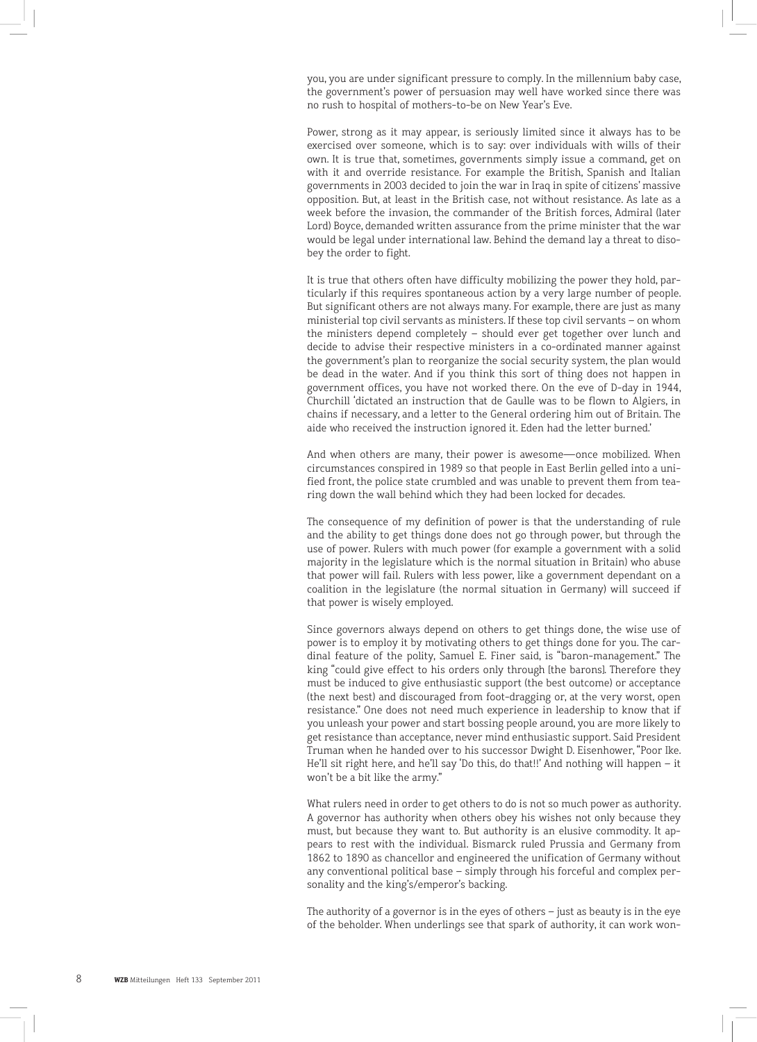you, you are under significant pressure to comply. In the millennium baby case, the government's power of persuasion may well have worked since there was no rush to hospital of mothers-to-be on New Year's Eve.

Power, strong as it may appear, is seriously limited since it always has to be exercised over someone, which is to say: over individuals with wills of their own. It is true that, sometimes, governments simply issue a command, get on with it and override resistance. For example the British, Spanish and Italian governments in 2003 decided to join the war in Iraq in spite of citizens' massive opposition. But, at least in the British case, not without resistance. As late as a week before the invasion, the commander of the British forces, Admiral (later Lord) Boyce, demanded written assurance from the prime minister that the war would be legal under international law. Behind the demand lay a threat to disobey the order to fight.

It is true that others often have difficulty mobilizing the power they hold, particularly if this requires spontaneous action by a very large number of people. But significant others are not always many. For example, there are just as many ministerial top civil servants as ministers. If these top civil servants – on whom the ministers depend completely – should ever get together over lunch and decide to advise their respective ministers in a co-ordinated manner against the government's plan to reorganize the social security system, the plan would be dead in the water. And if you think this sort of thing does not happen in government offices, you have not worked there. On the eve of D-day in 1944, Churchill 'dictated an instruction that de Gaulle was to be flown to Algiers, in chains if necessary, and a letter to the General ordering him out of Britain. The aide who received the instruction ignored it. Eden had the letter burned.'

And when others are many, their power is awesome—once mobilized. When circumstances conspired in 1989 so that people in East Berlin gelled into a unified front, the police state crumbled and was unable to prevent them from tearing down the wall behind which they had been locked for decades.

The consequence of my definition of power is that the understanding of rule and the ability to get things done does not go through power, but through the use of power. Rulers with much power (for example a government with a solid majority in the legislature which is the normal situation in Britain) who abuse that power will fail. Rulers with less power, like a government dependant on a coalition in the legislature (the normal situation in Germany) will succeed if that power is wisely employed.

Since governors always depend on others to get things done, the wise use of power is to employ it by motivating others to get things done for you. The cardinal feature of the polity, Samuel E. Finer said, is "baron-management." The king "could give effect to his orders only through [the barons]. Therefore they must be induced to give enthusiastic support (the best outcome) or acceptance (the next best) and discouraged from foot-dragging or, at the very worst, open resistance." One does not need much experience in leadership to know that if you unleash your power and start bossing people around, you are more likely to get resistance than acceptance, never mind enthusiastic support. Said President Truman when he handed over to his successor Dwight D. Eisenhower, "Poor Ike. He'll sit right here, and he'll say 'Do this, do that!!' And nothing will happen – it won't be a bit like the army."

What rulers need in order to get others to do is not so much power as authority. A governor has authority when others obey his wishes not only because they must, but because they want to. But authority is an elusive commodity. It appears to rest with the individual. Bismarck ruled Prussia and Germany from 1862 to 1890 as chancellor and engineered the unification of Germany without any conventional political base – simply through his forceful and complex personality and the king's/emperor's backing.

The authority of a governor is in the eyes of others – just as beauty is in the eye of the beholder. When underlings see that spark of authority, it can work won-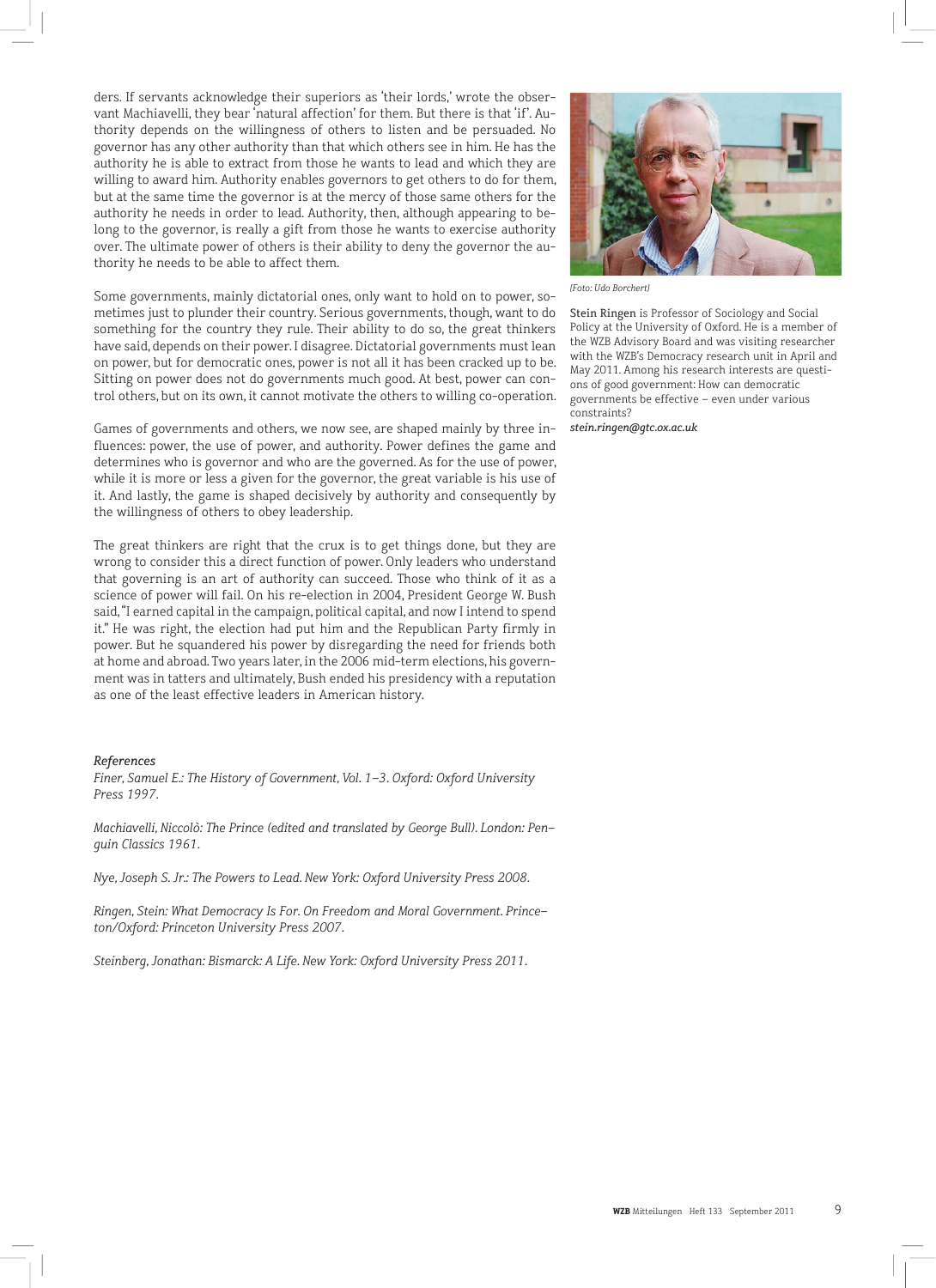ders. If servants acknowledge their superiors as 'their lords,' wrote the observant Machiavelli, they bear 'natural affection' for them. But there is that 'if'. Authority depends on the willingness of others to listen and be persuaded. No governor has any other authority than that which others see in him. He has the authority he is able to extract from those he wants to lead and which they are willing to award him. Authority enables governors to get others to do for them, but at the same time the governor is at the mercy of those same others for the authority he needs in order to lead. Authority, then, although appearing to belong to the governor, is really a gift from those he wants to exercise authority over. The ultimate power of others is their ability to deny the governor the authority he needs to be able to affect them.

Some governments, mainly dictatorial ones, only want to hold on to power, sometimes just to plunder their country. Serious governments, though, want to do something for the country they rule. Their ability to do so, the great thinkers have said, depends on their power. I disagree. Dictatorial governments must lean on power, but for democratic ones, power is not all it has been cracked up to be. Sitting on power does not do governments much good. At best, power can control others, but on its own, it cannot motivate the others to willing co-operation.

Games of governments and others, we now see, are shaped mainly by three influences: power, the use of power, and authority. Power defines the game and determines who is governor and who are the governed. As for the use of power, while it is more or less a given for the governor, the great variable is his use of it. And lastly, the game is shaped decisively by authority and consequently by the willingness of others to obey leadership.

The great thinkers are right that the crux is to get things done, but they are wrong to consider this a direct function of power. Only leaders who understand that governing is an art of authority can succeed. Those who think of it as a science of power will fail. On his re-election in 2004, President George W. Bush said, "I earned capital in the campaign, political capital, and now I intend to spend it." He was right, the election had put him and the Republican Party firmly in power. But he squandered his power by disregarding the need for friends both at home and abroad. Two years later, in the 2006 mid-term elections, his government was in tatters and ultimately, Bush ended his presidency with a reputation as one of the least effective leaders in American history.

*References*

*Finer, Samuel E.: The History of Government, Vol. 1–3. Oxford: Oxford University Press 1997.*

*Machiavelli, Niccolò: The Prince (edited and translated by George Bull). London: Penguin Classics 1961.*

*Nye, Joseph S. Jr.: The Powers to Lead. New York: Oxford University Press 2008.*

*Ringen, Stein: What Democracy Is For. On Freedom and Moral Government. Princeton/Oxford: Princeton University Press 2007.*

*Steinberg, Jonathan: Bismarck: A Life. New York: Oxford University Press 2011.*

*[Foto: Udo Borchert]*

Stein Ringen is Professor of Sociology and Social Policy at the University of Oxford. He is a member of the WZB Advisory Board and was visiting researcher with the WZB's Democracy research unit in April and May 2011. Among his research interests are questions of good government: How can democratic governments be effective – even under various constraints?

*stein.ringen@gtc.ox.ac.uk*